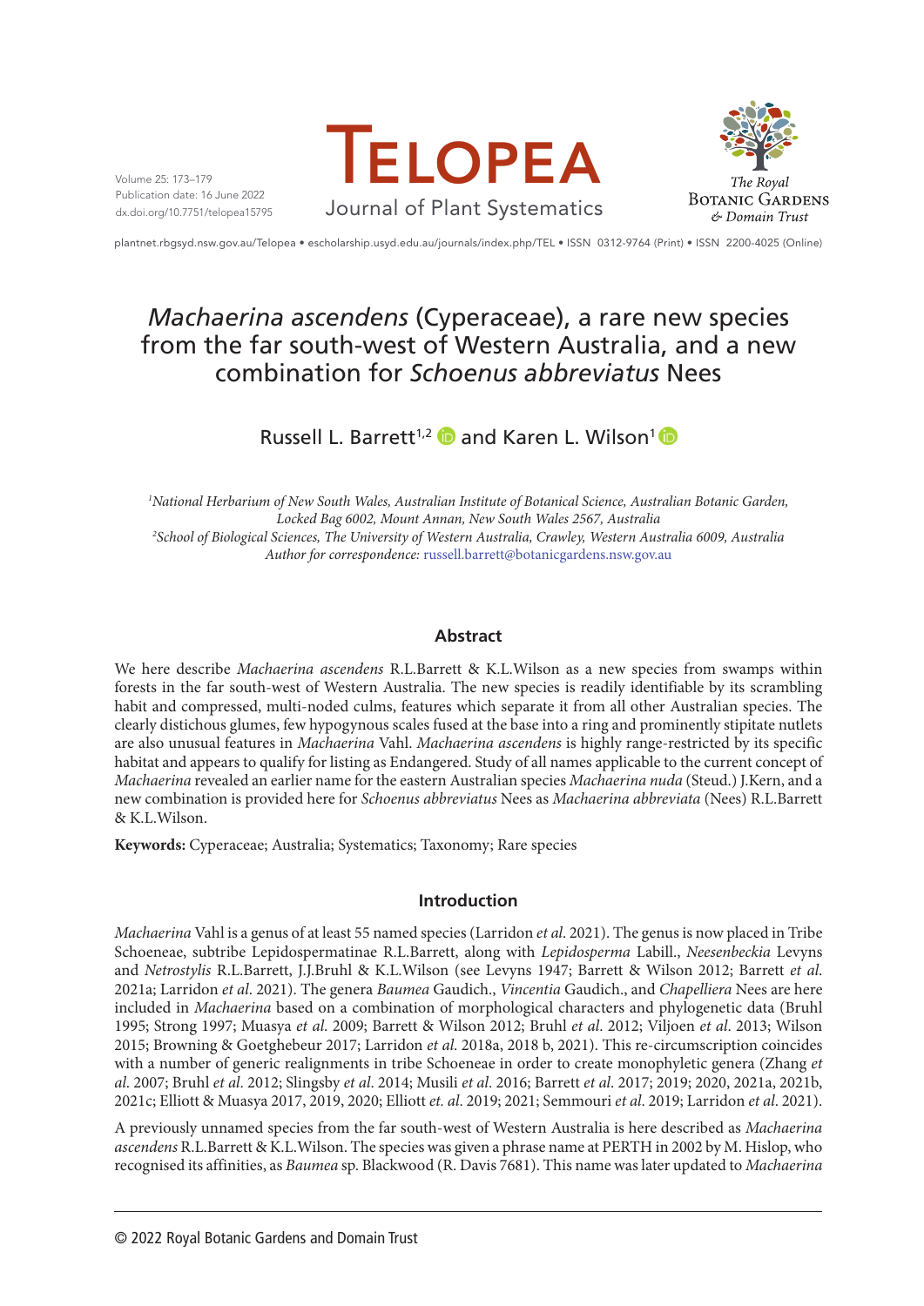# *Machaerina ascendens* (Cyperaceae), a rare new species from the far south-west of Western Australia, and a new combination for *Schoenus abbreviatus* Nees

Russell L. Barrett[1,2] and Karen L. Wilson[1]

[1]*National Herbarium of New South Wales, Australian Institute of Botanical Science, Australian Botanic Garden, Locked Bag 6002, Mount Annan, New South Wales 2567, Australia*
[2]*School of Biological Sciences, The University of Western Australia, Crawley, Western Australia 6009, Australia*
*Author for correspondence:* russell.barrett@botanicgardens.nsw.gov.au

## Abstract

We here describe *Machaerina ascendens* R.L.Barrett & K.L.Wilson as a new species from swamps within forests in the far south-west of Western Australia. The new species is readily identifiable by its scrambling habit and compressed, multi-noded culms, features which separate it from all other Australian species. The clearly distichous glumes, few hypogynous scales fused at the base into a ring and prominently stipitate nutlets are also unusual features in *Machaerina* Vahl. *Machaerina ascendens* is highly range-restricted by its specific habitat and appears to qualify for listing as Endangered. Study of all names applicable to the current concept of *Machaerina* revealed an earlier name for the eastern Australian species *Machaerina nuda* (Steud.) J.Kern, and a new combination is provided here for *Schoenus abbreviatus* Nees as *Machaerina abbreviata* (Nees) R.L.Barrett & K.L.Wilson.

**Keywords:** Cyperaceae; Australia; Systematics; Taxonomy; Rare species

## Introduction

*Machaerina* Vahl is a genus of at least 55 named species (Larridon *et al*. 2021). The genus is now placed in Tribe Schoeneae, subtribe Lepidospermatinae R.L.Barrett, along with *Lepidosperma* Labill., *Neesenbeckia* Levyns and *Netrostylis* R.L.Barrett, J.J.Bruhl & K.L.Wilson (see Levyns 1947; Barrett & Wilson 2012; Barrett *et al*. 2021a; Larridon *et al*. 2021). The genera *Baumea* Gaudich., *Vincentia* Gaudich., and *Chapelliera* Nees are here included in *Machaerina* based on a combination of morphological characters and phylogenetic data (Bruhl 1995; Strong 1997; Muasya *et al*. 2009; Barrett & Wilson 2012; Bruhl *et al*. 2012; Viljoen *et al*. 2013; Wilson 2015; Browning & Goetghebeur 2017; Larridon *et al*. 2018a, 2018 b, 2021). This re-circumscription coincides with a number of generic realignments in tribe Schoeneae in order to create monophyletic genera (Zhang *et al*. 2007; Bruhl *et al*. 2012; Slingsby *et al*. 2014; Musili *et al*. 2016; Barrett *et al*. 2017; 2019; 2020, 2021a, 2021b, 2021c; Elliott & Muasya 2017, 2019, 2020; Elliott *et. al*. 2019; Semmouri *et al*. 2019; Larridon *et al*. 2021).

A previously unnamed species from the far south-west of Western Australia is here described as *Machaerina ascendens* R.L.Barrett & K.L.Wilson. The species was given a phrase name at PERTH in 2002 by M. Hislop, who recognised its affinities, as *Baumea* sp. Blackwood (R. Davis 7681). This name was later updated to *Machaerina*

© 2022 Royal Botanic Gardens and Domain Trust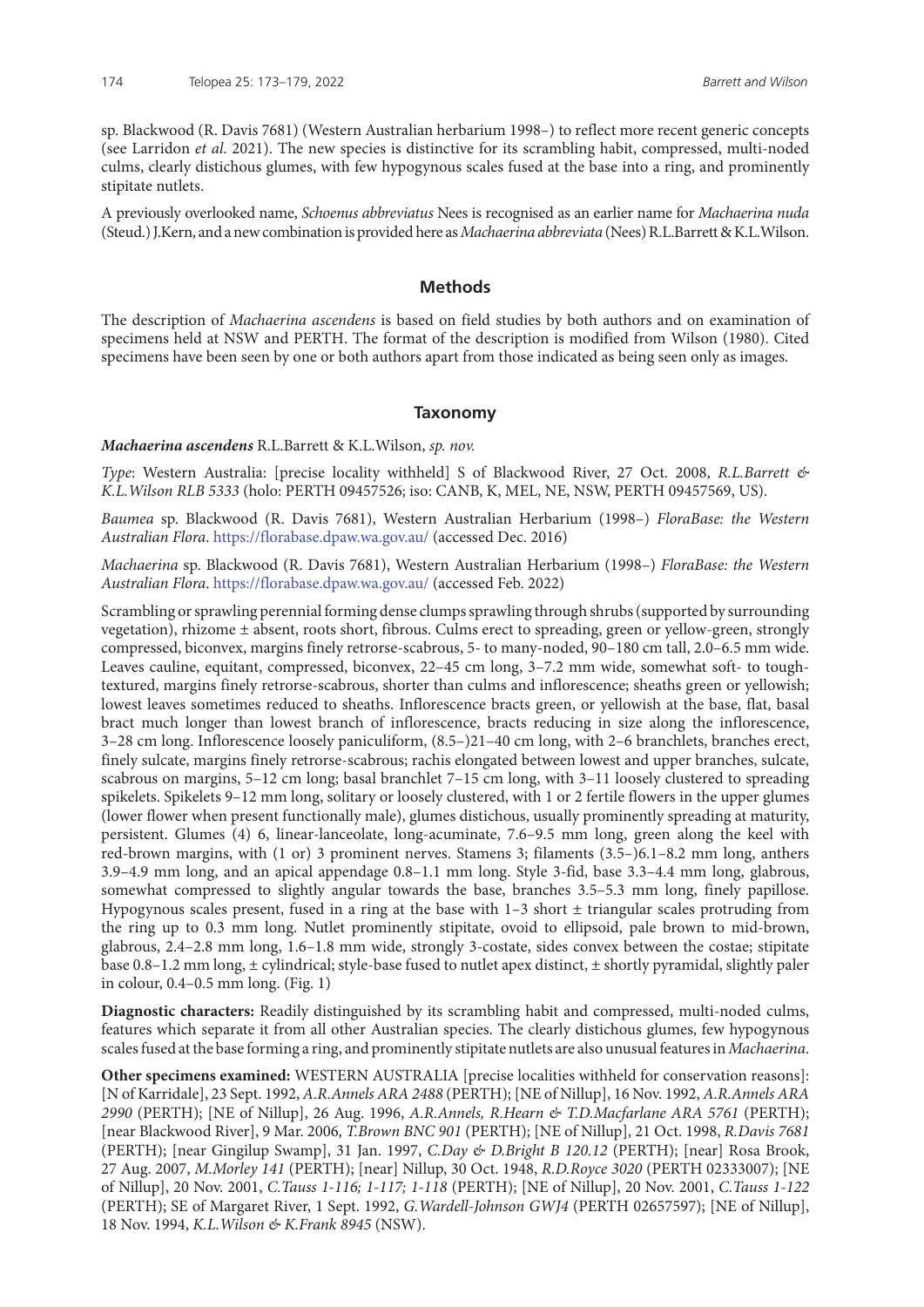sp. Blackwood (R. Davis 7681) (Western Australian herbarium 1998–) to reflect more recent generic concepts (see Larridon *et al*. 2021). The new species is distinctive for its scrambling habit, compressed, multi-noded culms, clearly distichous glumes, with few hypogynous scales fused at the base into a ring, and prominently stipitate nutlets.

A previously overlooked name, *Schoenus abbreviatus* Nees is recognised as an earlier name for *Machaerina nuda* (Steud.) J.Kern, and a new combination is provided here as *Machaerina abbreviata* (Nees) R.L.Barrett & K.L.Wilson.

## Methods

The description of *Machaerina ascendens* is based on field studies by both authors and on examination of specimens held at NSW and PERTH. The format of the description is modified from Wilson (1980). Cited specimens have been seen by one or both authors apart from those indicated as being seen only as images.

## Taxonomy

***Machaerina ascendens*** R.L.Barrett & K.L.Wilson, *sp. nov.*

*Type*: Western Australia: [precise locality withheld] S of Blackwood River, 27 Oct. 2008, *R.L.Barrett & K.L.Wilson RLB 5333* (holo: PERTH 09457526; iso: CANB, K, MEL, NE, NSW, PERTH 09457569, US).

*Baumea* sp. Blackwood (R. Davis 7681), Western Australian Herbarium (1998–) *FloraBase: the Western Australian Flora*. https://florabase.dpaw.wa.gov.au/ (accessed Dec. 2016)

*Machaerina* sp. Blackwood (R. Davis 7681), Western Australian Herbarium (1998–) *FloraBase: the Western Australian Flora*. https://florabase.dpaw.wa.gov.au/ (accessed Feb. 2022)

Scrambling or sprawling perennial forming dense clumps sprawling through shrubs (supported by surrounding vegetation), rhizome ± absent, roots short, fibrous. Culms erect to spreading, green or yellow-green, strongly compressed, biconvex, margins finely retrorse-scabrous, 5- to many-noded, 90–180 cm tall, 2.0–6.5 mm wide. Leaves cauline, equitant, compressed, biconvex, 22–45 cm long, 3–7.2 mm wide, somewhat soft- to tough-textured, margins finely retrorse-scabrous, shorter than culms and inflorescence; sheaths green or yellowish; lowest leaves sometimes reduced to sheaths. Inflorescence bracts green, or yellowish at the base, flat, basal bract much longer than lowest branch of inflorescence, bracts reducing in size along the inflorescence, 3–28 cm long. Inflorescence loosely paniculiform, (8.5–)21–40 cm long, with 2–6 branchlets, branches erect, finely sulcate, margins finely retrorse-scabrous; rachis elongated between lowest and upper branches, sulcate, scabrous on margins, 5–12 cm long; basal branchlet 7–15 cm long, with 3–11 loosely clustered to spreading spikelets. Spikelets 9–12 mm long, solitary or loosely clustered, with 1 or 2 fertile flowers in the upper glumes (lower flower when present functionally male), glumes distichous, usually prominently spreading at maturity, persistent. Glumes (4) 6, linear-lanceolate, long-acuminate, 7.6–9.5 mm long, green along the keel with red-brown margins, with (1 or) 3 prominent nerves. Stamens 3; filaments (3.5–)6.1–8.2 mm long, anthers 3.9–4.9 mm long, and an apical appendage 0.8–1.1 mm long. Style 3-fid, base 3.3–4.4 mm long, glabrous, somewhat compressed to slightly angular towards the base, branches 3.5–5.3 mm long, finely papillose. Hypogynous scales present, fused in a ring at the base with 1–3 short ± triangular scales protruding from the ring up to 0.3 mm long. Nutlet prominently stipitate, ovoid to ellipsoid, pale brown to mid-brown, glabrous, 2.4–2.8 mm long, 1.6–1.8 mm wide, strongly 3-costate, sides convex between the costae; stipitate base 0.8–1.2 mm long, ± cylindrical; style-base fused to nutlet apex distinct, ± shortly pyramidal, slightly paler in colour, 0.4–0.5 mm long. (Fig. 1)

**Diagnostic characters:** Readily distinguished by its scrambling habit and compressed, multi-noded culms, features which separate it from all other Australian species. The clearly distichous glumes, few hypogynous scales fused at the base forming a ring, and prominently stipitate nutlets are also unusual features in *Machaerina*.

**Other specimens examined:** WESTERN AUSTRALIA [precise localities withheld for conservation reasons]: [N of Karridale], 23 Sept. 1992, *A.R.Annels ARA 2488* (PERTH); [NE of Nillup], 16 Nov. 1992, *A.R.Annels ARA 2990* (PERTH); [NE of Nillup], 26 Aug. 1996, *A.R.Annels, R.Hearn & T.D.Macfarlane ARA 5761* (PERTH); [near Blackwood River], 9 Mar. 2006, *T.Brown BNC 901* (PERTH); [NE of Nillup], 21 Oct. 1998, *R.Davis 7681* (PERTH); [near Gingilup Swamp], 31 Jan. 1997, *C.Day & D.Bright B 120.12* (PERTH); [near] Rosa Brook, 27 Aug. 2007, *M.Morley 141* (PERTH); [near] Nillup, 30 Oct. 1948, *R.D.Royce 3020* (PERTH 02333007); [NE of Nillup], 20 Nov. 2001, *C.Tauss 1-116; 1-117; 1-118* (PERTH); [NE of Nillup], 20 Nov. 2001, *C.Tauss 1-122* (PERTH); SE of Margaret River, 1 Sept. 1992, *G.Wardell-Johnson GWJ4* (PERTH 02657597); [NE of Nillup], 18 Nov. 1994, *K.L.Wilson & K.Frank 8945* (NSW).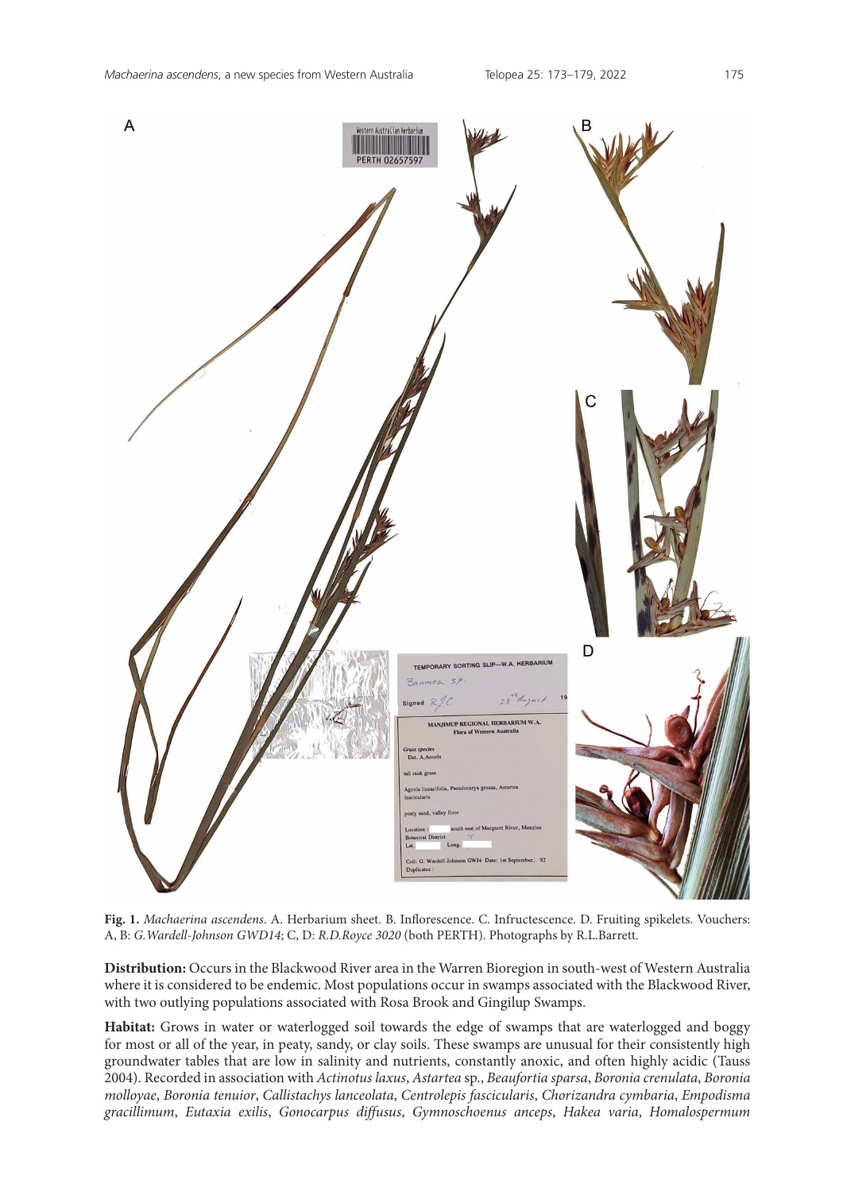**Fig. 1.** *Machaerina ascendens*. A. Herbarium sheet. B. Inflorescence. C. Infructescence. D. Fruiting spikelets. Vouchers: A, B: *G.Wardell-Johnson GWD14*; C, D: *R.D.Royce 3020* (both PERTH). Photographs by R.L.Barrett.

**Distribution:** Occurs in the Blackwood River area in the Warren Bioregion in south-west of Western Australia where it is considered to be endemic. Most populations occur in swamps associated with the Blackwood River, with two outlying populations associated with Rosa Brook and Gingilup Swamps.

**Habitat:** Grows in water or waterlogged soil towards the edge of swamps that are waterlogged and boggy for most or all of the year, in peaty, sandy, or clay soils. These swamps are unusual for their consistently high groundwater tables that are low in salinity and nutrients, constantly anoxic, and often highly acidic (Tauss 2004). Recorded in association with *Actinotus laxus*, *Astartea* sp., *Beaufortia sparsa*, *Boronia crenulata*, *Boronia molloyae*, *Boronia tenuior*, *Callistachys lanceolata*, *Centrolepis fascicularis*, *Chorizandra cymbaria*, *Empodisma gracillimum*, *Eutaxia exilis*, *Gonocarpus diffusus*, *Gymnoschoenus anceps*, *Hakea varia*, *Homalospermum*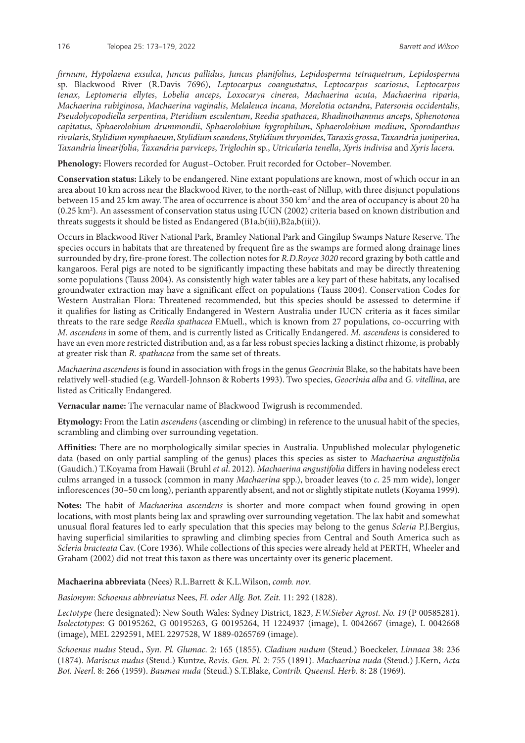*firmum*, *Hypolaena exsulca*, *Juncus pallidus*, *Juncus planifolius*, *Lepidosperma tetraquetrum*, *Lepidosperma* sp. Blackwood River (R.Davis 7696), *Leptocarpus coangustatus*, *Leptocarpus scariosus*, *Leptocarpus tenax*, *Leptomeria ellytes*, *Lobelia anceps*, *Loxocarya cinerea*, *Machaerina acuta*, *Machaerina riparia*, *Machaerina rubiginosa*, *Machaerina vaginalis*, *Melaleuca incana*, *Morelotia octandra*, *Patersonia occidentalis*, *Pseudolycopodiella serpentina*, *Pteridium esculentum*, *Reedia spathacea*, *Rhadinothamnus anceps*, *Sphenotoma capitatus*, *Sphaerolobium drummondii*, *Sphaerolobium hygrophilum*, *Sphaerolobium medium*, *Sporodanthus rivularis*, *Stylidium nymphaeum*, *Stylidium scandens*, *Stylidium thryonides*, *Taraxis grossa*, *Taxandria juniperina*, *Taxandria linearifolia*, *Taxandria parviceps*, *Triglochin* sp., *Utricularia tenella*, *Xyris indivisa* and *Xyris lacera*.

**Phenology:** Flowers recorded for August–October. Fruit recorded for October–November.

**Conservation status:** Likely to be endangered. Nine extant populations are known, most of which occur in an area about 10 km across near the Blackwood River, to the north-east of Nillup, with three disjunct populations between 15 and 25 km away. The area of occurrence is about 350 km$^2$ and the area of occupancy is about 20 ha (0.25 km$^2$). An assessment of conservation status using IUCN (2002) criteria based on known distribution and threats suggests it should be listed as Endangered (B1a,b(iii),B2a,b(iii)).

Occurs in Blackwood River National Park, Bramley National Park and Gingilup Swamps Nature Reserve. The species occurs in habitats that are threatened by frequent fire as the swamps are formed along drainage lines surrounded by dry, fire-prone forest. The collection notes for *R.D.Royce 3020* record grazing by both cattle and kangaroos. Feral pigs are noted to be significantly impacting these habitats and may be directly threatening some populations (Tauss 2004). As consistently high water tables are a key part of these habitats, any localised groundwater extraction may have a significant effect on populations (Tauss 2004). Conservation Codes for Western Australian Flora: Threatened recommended, but this species should be assessed to determine if it qualifies for listing as Critically Endangered in Western Australia under IUCN criteria as it faces similar threats to the rare sedge *Reedia spathacea* F.Muell., which is known from 27 populations, co-occurring with *M. ascendens* in some of them, and is currently listed as Critically Endangered. *M. ascendens* is considered to have an even more restricted distribution and, as a far less robust species lacking a distinct rhizome, is probably at greater risk than *R. spathacea* from the same set of threats.

*Machaerina ascendens* is found in association with frogs in the genus *Geocrinia* Blake, so the habitats have been relatively well-studied (e.g. Wardell-Johnson & Roberts 1993). Two species, *Geocrinia alba* and *G. vitellina*, are listed as Critically Endangered.

**Vernacular name:** The vernacular name of Blackwood Twigrush is recommended.

**Etymology:** From the Latin *ascendens* (ascending or climbing) in reference to the unusual habit of the species, scrambling and climbing over surrounding vegetation.

**Affinities:** There are no morphologically similar species in Australia. Unpublished molecular phylogenetic data (based on only partial sampling of the genus) places this species as sister to *Machaerina angustifolia* (Gaudich.) T.Koyama from Hawaii (Bruhl *et al*. 2012). *Machaerina angustifolia* differs in having nodeless erect culms arranged in a tussock (common in many *Machaerina* spp.), broader leaves (to *c*. 25 mm wide), longer inflorescences (30–50 cm long), perianth apparently absent, and not or slightly stipitate nutlets (Koyama 1999).

**Notes:** The habit of *Machaerina ascendens* is shorter and more compact when found growing in open locations, with most plants being lax and sprawling over surrounding vegetation. The lax habit and somewhat unusual floral features led to early speculation that this species may belong to the genus *Scleria* P.J.Bergius, having superficial similarities to sprawling and climbing species from Central and South America such as *Scleria bracteata* Cav. (Core 1936). While collections of this species were already held at PERTH, Wheeler and Graham (2002) did not treat this taxon as there was uncertainty over its generic placement.

**Machaerina abbreviata** (Nees) R.L.Barrett & K.L.Wilson, *comb. nov*.

*Basionym*: *Schoenus abbreviatus* Nees, *Fl. oder Allg. Bot. Zeit.* 11: 292 (1828).

*Lectotype* (here designated): New South Wales: Sydney District, 1823, *F.W.Sieber Agrost. No. 19* (P 00585281). *Isolectotypes*: G 00195262, G 00195263, G 00195264, H 1224937 (image), L 0042667 (image), L 0042668 (image), MEL 2292591, MEL 2297528, W 1889-0265769 (image).

*Schoenus nudus* Steud., *Syn. Pl. Glumac*. 2: 165 (1855). *Cladium nudum* (Steud.) Boeckeler, *Linnaea* 38: 236 (1874). *Mariscus nudus* (Steud.) Kuntze, *Revis. Gen. Pl*. 2: 755 (1891). *Machaerina nuda* (Steud.) J.Kern, *Acta Bot. Neerl*. 8: 266 (1959). *Baumea nuda* (Steud.) S.T.Blake, *Contrib. Queensl. Herb*. 8: 28 (1969).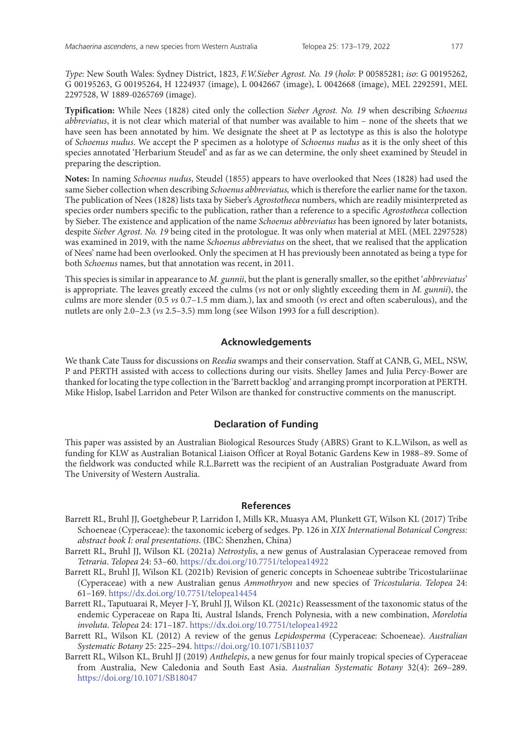*Type*: New South Wales: Sydney District, 1823, *F.W.Sieber Agrost. No. 19* (*holo*: P 00585281; *iso*: G 00195262, G 00195263, G 00195264, H 1224937 (image), L 0042667 (image), L 0042668 (image), MEL 2292591, MEL 2297528, W 1889-0265769 (image).

**Typification:** While Nees (1828) cited only the collection *Sieber Agrost. No. 19* when describing *Schoenus abbreviatus*, it is not clear which material of that number was available to him – none of the sheets that we have seen has been annotated by him. We designate the sheet at P as lectotype as this is also the holotype of *Schoenus nudus*. We accept the P specimen as a holotype of *Schoenus nudus* as it is the only sheet of this species annotated 'Herbarium Steudel' and as far as we can determine, the only sheet examined by Steudel in preparing the description.

**Notes:** In naming *Schoenus nudus*, Steudel (1855) appears to have overlooked that Nees (1828) had used the same Sieber collection when describing *Schoenus abbreviatus,* which is therefore the earlier name for the taxon. The publication of Nees (1828) lists taxa by Sieber's *Agrostotheca* numbers, which are readily misinterpreted as species order numbers specific to the publication, rather than a reference to a specific *Agrostotheca* collection by Sieber. The existence and application of the name *Schoenus abbreviatus* has been ignored by later botanists, despite *Sieber Agrost. No. 19* being cited in the protologue. It was only when material at MEL (MEL 2297528) was examined in 2019, with the name *Schoenus abbreviatus* on the sheet, that we realised that the application of Nees' name had been overlooked. Only the specimen at H has previously been annotated as being a type for both *Schoenus* names, but that annotation was recent, in 2011.

This species is similar in appearance to *M. gunnii*, but the plant is generally smaller, so the epithet '*abbreviatus*' is appropriate. The leaves greatly exceed the culms (*vs* not or only slightly exceeding them in *M. gunnii*), the culms are more slender (0.5 *vs* 0.7–1.5 mm diam.), lax and smooth (*vs* erect and often scaberulous), and the nutlets are only 2.0–2.3 (*vs* 2.5–3.5) mm long (see Wilson 1993 for a full description).

## Acknowledgements

We thank Cate Tauss for discussions on *Reedia* swamps and their conservation. Staff at CANB, G, MEL, NSW, P and PERTH assisted with access to collections during our visits. Shelley James and Julia Percy-Bower are thanked for locating the type collection in the 'Barrett backlog' and arranging prompt incorporation at PERTH. Mike Hislop, Isabel Larridon and Peter Wilson are thanked for constructive comments on the manuscript.

## Declaration of Funding

This paper was assisted by an Australian Biological Resources Study (ABRS) Grant to K.L.Wilson, as well as funding for KLW as Australian Botanical Liaison Officer at Royal Botanic Gardens Kew in 1988–89. Some of the fieldwork was conducted while R.L.Barrett was the recipient of an Australian Postgraduate Award from The University of Western Australia.

## References

Barrett RL, Bruhl JJ, Goetghebeur P, Larridon I, Mills KR, Muasya AM, Plunkett GT, Wilson KL (2017) Tribe Schoeneae (Cyperaceae): the taxonomic iceberg of sedges. Pp. 126 in *XIX International Botanical Congress: abstract book I: oral presentations*. (IBC: Shenzhen, China)

Barrett RL, Bruhl JJ, Wilson KL (2021a) *Netrostylis*, a new genus of Australasian Cyperaceae removed from *Tetraria*. *Telopea* 24: 53–60. https://dx.doi.org/10.7751/telopea14922

Barrett RL, Bruhl JJ, Wilson KL (2021b) Revision of generic concepts in Schoeneae subtribe Tricostulariinae (Cyperaceae) with a new Australian genus *Ammothryon* and new species of *Tricostularia*. *Telopea* 24: 61–169. https://dx.doi.org/10.7751/telopea14454

Barrett RL, Taputuarai R, Meyer J-Y, Bruhl JJ, Wilson KL (2021c) Reassessment of the taxonomic status of the endemic Cyperaceae on Rapa Iti, Austral Islands, French Polynesia, with a new combination, *Morelotia involuta*. *Telopea* 24: 171–187. https://dx.doi.org/10.7751/telopea14922

Barrett RL, Wilson KL (2012) A review of the genus *Lepidosperma* (Cyperaceae: Schoeneae). *Australian Systematic Botany* 25: 225–294. https://doi.org/10.1071/SB11037

Barrett RL, Wilson KL, Bruhl JJ (2019) *Anthelepis*, a new genus for four mainly tropical species of Cyperaceae from Australia, New Caledonia and South East Asia. *Australian Systematic Botany* 32(4): 269–289. https://doi.org/10.1071/SB18047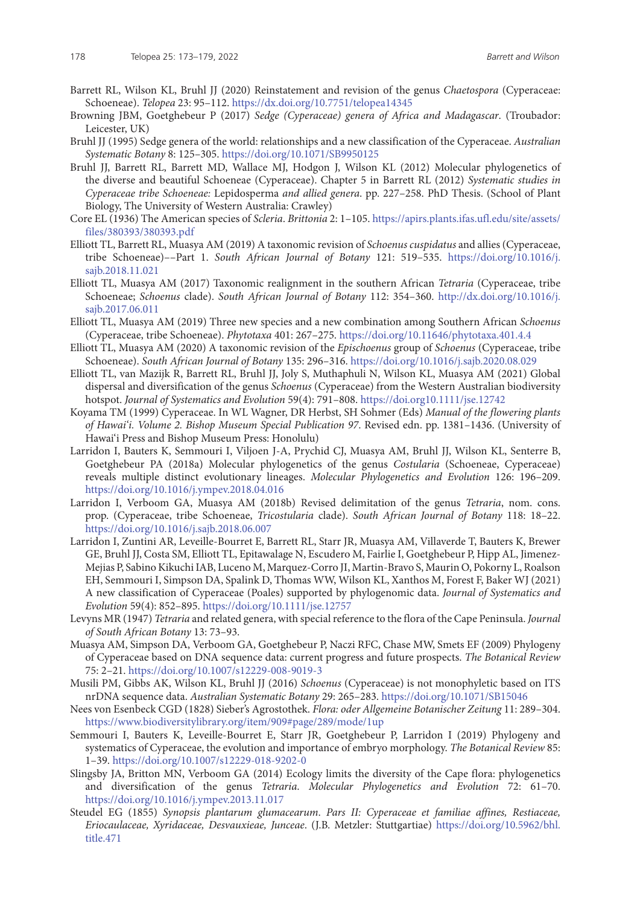Barrett RL, Wilson KL, Bruhl JJ (2020) Reinstatement and revision of the genus *Chaetospora* (Cyperaceae: Schoeneae). *Telopea* 23: 95–112. https://dx.doi.org/10.7751/telopea14345

Browning JBM, Goetghebeur P (2017) *Sedge (Cyperaceae) genera of Africa and Madagascar*. (Troubador: Leicester, UK)

Bruhl JJ (1995) Sedge genera of the world: relationships and a new classification of the Cyperaceae. *Australian Systematic Botany* 8: 125–305. https://doi.org/10.1071/SB9950125

Bruhl JJ, Barrett RL, Barrett MD, Wallace MJ, Hodgon J, Wilson KL (2012) Molecular phylogenetics of the diverse and beautiful Schoeneae (Cyperaceae). Chapter 5 in Barrett RL (2012) *Systematic studies in Cyperaceae tribe Schoeneae:* Lepidosperma *and allied genera*. pp. 227–258. PhD Thesis. (School of Plant Biology, The University of Western Australia: Crawley)

Core EL (1936) The American species of *Scleria*. *Brittonia* 2: 1–105. https://apirs.plants.ifas.ufl.edu/site/assets/files/380393/380393.pdf

Elliott TL, Barrett RL, Muasya AM (2019) A taxonomic revision of *Schoenus cuspidatus* and allies (Cyperaceae, tribe Schoeneae)––Part 1. *South African Journal of Botany* 121: 519–535. https://doi.org/10.1016/j.sajb.2018.11.021

Elliott TL, Muasya AM (2017) Taxonomic realignment in the southern African *Tetraria* (Cyperaceae, tribe Schoeneae; *Schoenus* clade). *South African Journal of Botany* 112: 354–360. http://dx.doi.org/10.1016/j.sajb.2017.06.011

Elliott TL, Muasya AM (2019) Three new species and a new combination among Southern African *Schoenus* (Cyperaceae, tribe Schoeneae). *Phytotaxa* 401: 267–275. https://doi.org/10.11646/phytotaxa.401.4.4

Elliott TL, Muasya AM (2020) A taxonomic revision of the *Epischoenus* group of *Schoenus* (Cyperaceae, tribe Schoeneae). *South African Journal of Botany* 135: 296–316. https://doi.org/10.1016/j.sajb.2020.08.029

Elliott TL, van Mazijk R, Barrett RL, Bruhl JJ, Joly S, Muthaphuli N, Wilson KL, Muasya AM (2021) Global dispersal and diversification of the genus *Schoenus* (Cyperaceae) from the Western Australian biodiversity hotspot. *Journal of Systematics and Evolution* 59(4): 791–808. https://doi.org10.1111/jse.12742

Koyama TM (1999) Cyperaceae. In WL Wagner, DR Herbst, SH Sohmer (Eds) *Manual of the flowering plants of Hawai'i. Volume 2. Bishop Museum Special Publication 97*. Revised edn. pp. 1381–1436. (University of Hawai'i Press and Bishop Museum Press: Honolulu)

Larridon I, Bauters K, Semmouri I, Viljoen J-A, Prychid CJ, Muasya AM, Bruhl JJ, Wilson KL, Senterre B, Goetghebeur PA (2018a) Molecular phylogenetics of the genus *Costularia* (Schoeneae, Cyperaceae) reveals multiple distinct evolutionary lineages. *Molecular Phylogenetics and Evolution* 126: 196–209. https://doi.org/10.1016/j.ympev.2018.04.016

Larridon I, Verboom GA, Muasya AM (2018b) Revised delimitation of the genus *Tetraria*, nom. cons. prop. (Cyperaceae, tribe Schoeneae, *Tricostularia* clade). *South African Journal of Botany* 118: 18–22. https://doi.org/10.1016/j.sajb.2018.06.007

Larridon I, Zuntini AR, Leveille-Bourret E, Barrett RL, Starr JR, Muasya AM, Villaverde T, Bauters K, Brewer GE, Bruhl JJ, Costa SM, Elliott TL, Epitawalage N, Escudero M, Fairlie I, Goetghebeur P, Hipp AL, Jimenez-Mejias P, Sabino Kikuchi IAB, Luceno M, Marquez-Corro JI, Martin-Bravo S, Maurin O, Pokorny L, Roalson EH, Semmouri I, Simpson DA, Spalink D, Thomas WW, Wilson KL, Xanthos M, Forest F, Baker WJ (2021) A new classification of Cyperaceae (Poales) supported by phylogenomic data. *Journal of Systematics and Evolution* 59(4): 852–895. https://doi.org/10.1111/jse.12757

Levyns MR (1947) *Tetraria* and related genera, with special reference to the flora of the Cape Peninsula. *Journal of South African Botany* 13: 73–93.

Muasya AM, Simpson DA, Verboom GA, Goetghebeur P, Naczi RFC, Chase MW, Smets EF (2009) Phylogeny of Cyperaceae based on DNA sequence data: current progress and future prospects. *The Botanical Review* 75: 2–21. https://doi.org/10.1007/s12229-008-9019-3

Musili PM, Gibbs AK, Wilson KL, Bruhl JJ (2016) *Schoenus* (Cyperaceae) is not monophyletic based on ITS nrDNA sequence data. *Australian Systematic Botany* 29: 265–283. https://doi.org/10.1071/SB15046

Nees von Esenbeck CGD (1828) Sieber's Agrostothek. *Flora: oder Allgemeine Botanischer Zeitung* 11: 289–304. https://www.biodiversitylibrary.org/item/909#page/289/mode/1up

Semmouri I, Bauters K, Leveille-Bourret E, Starr JR, Goetghebeur P, Larridon I (2019) Phylogeny and systematics of Cyperaceae, the evolution and importance of embryo morphology. *The Botanical Review* 85: 1–39. https://doi.org/10.1007/s12229-018-9202-0

Slingsby JA, Britton MN, Verboom GA (2014) Ecology limits the diversity of the Cape flora: phylogenetics and diversification of the genus *Tetraria*. *Molecular Phylogenetics and Evolution* 72: 61–70. https://doi.org/10.1016/j.ympev.2013.11.017

Steudel EG (1855) *Synopsis plantarum glumacearum. Pars II: Cyperaceae et familiae affines, Restiaceae, Eriocaulaceae, Xyridaceae, Desvauxieae, Junceae*. (J.B. Metzler: Stuttgartiae) https://doi.org/10.5962/bhl.title.471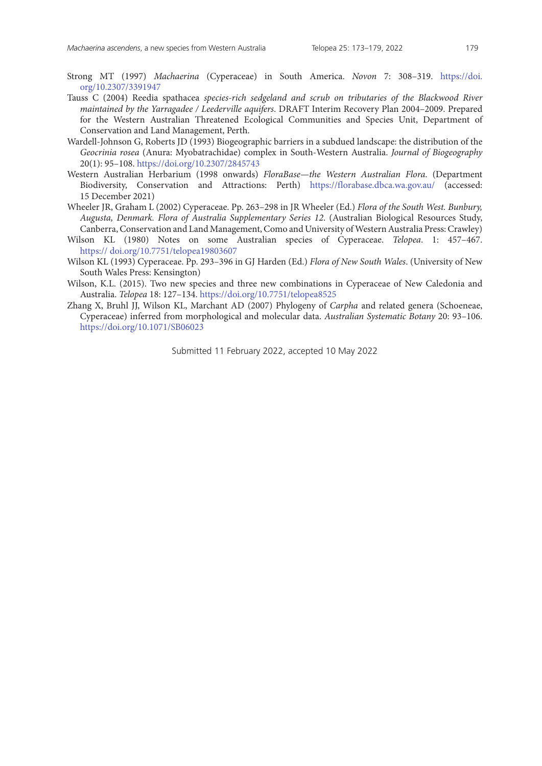Strong MT (1997) *Machaerina* (Cyperaceae) in South America. *Novon* 7: 308–319. https://doi.org/10.2307/3391947

Tauss C (2004) Reedia spathacea *species-rich sedgeland and scrub on tributaries of the Blackwood River maintained by the Yarragadee / Leederville aquifers*. DRAFT Interim Recovery Plan 2004–2009. Prepared for the Western Australian Threatened Ecological Communities and Species Unit, Department of Conservation and Land Management, Perth.

Wardell-Johnson G, Roberts JD (1993) Biogeographic barriers in a subdued landscape: the distribution of the *Geocrinia rosea* (Anura: Myobatrachidae) complex in South-Western Australia. *Journal of Biogeography* 20(1): 95–108. https://doi.org/10.2307/2845743

Western Australian Herbarium (1998 onwards) *FloraBase—the Western Australian Flora*. (Department Biodiversity, Conservation and Attractions: Perth) https://florabase.dbca.wa.gov.au/ (accessed: 15 December 2021)

Wheeler JR, Graham L (2002) Cyperaceae. Pp. 263–298 in JR Wheeler (Ed.) *Flora of the South West. Bunbury, Augusta, Denmark. Flora of Australia Supplementary Series 12.* (Australian Biological Resources Study, Canberra, Conservation and Land Management, Como and University of Western Australia Press: Crawley)

Wilson KL (1980) Notes on some Australian species of Cyperaceae. *Telopea*. 1: 457–467. https:// doi.org/10.7751/telopea19803607

Wilson KL (1993) Cyperaceae. Pp. 293–396 in GJ Harden (Ed.) *Flora of New South Wales*. (University of New South Wales Press: Kensington)

Wilson, K.L. (2015). Two new species and three new combinations in Cyperaceae of New Caledonia and Australia. *Telopea* 18: 127–134. https://doi.org/10.7751/telopea8525

Zhang X, Bruhl JJ, Wilson KL, Marchant AD (2007) Phylogeny of *Carpha* and related genera (Schoeneae, Cyperaceae) inferred from morphological and molecular data. *Australian Systematic Botany* 20: 93–106. https://doi.org/10.1071/SB06023

Submitted 11 February 2022, accepted 10 May 2022